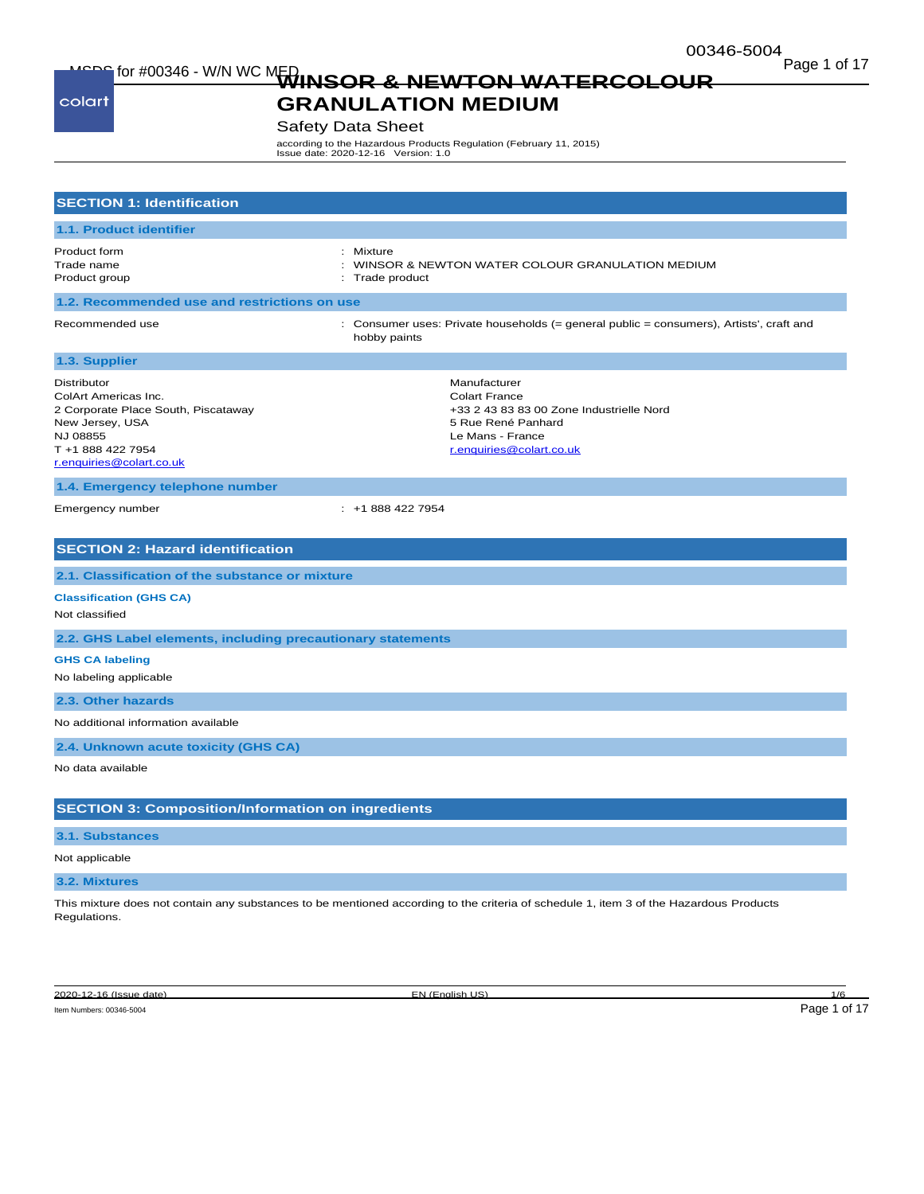# WINSOR & NEWTON WATERCOLOUR GRANULATION MEDIUM

Safety Data Sheet

according to the Hazardous Products Regulation (February 11, 2015)
Issue date: 2020-12-16 Version: 1.0

## SECTION 1: Identification

### 1.1. Product identifier

| | |
|---|---|
| Product form | : Mixture |
| Trade name | : WINSOR & NEWTON WATER COLOUR GRANULATION MEDIUM |
| Product group | : Trade product |

### 1.2. Recommended use and restrictions on use

| | |
|---|---|
| Recommended use | : Consumer uses: Private households (= general public = consumers), Artists', craft and hobby paints |

### 1.3. Supplier

Distributor
ColArt Americas Inc.
2 Corporate Place South, Piscataway
New Jersey, USA
NJ 08855
T +1 888 422 7954
r.enquiries@colart.co.uk

Manufacturer
Colart France
+33 2 43 83 83 00 Zone Industrielle Nord
5 Rue René Panhard
Le Mans - France
r.enquiries@colart.co.uk

### 1.4. Emergency telephone number

| | |
|---|---|
| Emergency number | : +1 888 422 7954 |

## SECTION 2: Hazard identification

### 2.1. Classification of the substance or mixture

**Classification (GHS CA)**

Not classified

### 2.2. GHS Label elements, including precautionary statements

**GHS CA labeling**

No labeling applicable

### 2.3. Other hazards

No additional information available

### 2.4. Unknown acute toxicity (GHS CA)

No data available

## SECTION 3: Composition/Information on ingredients

### 3.1. Substances

Not applicable

### 3.2. Mixtures

This mixture does not contain any substances to be mentioned according to the criteria of schedule 1, item 3 of the Hazardous Products Regulations.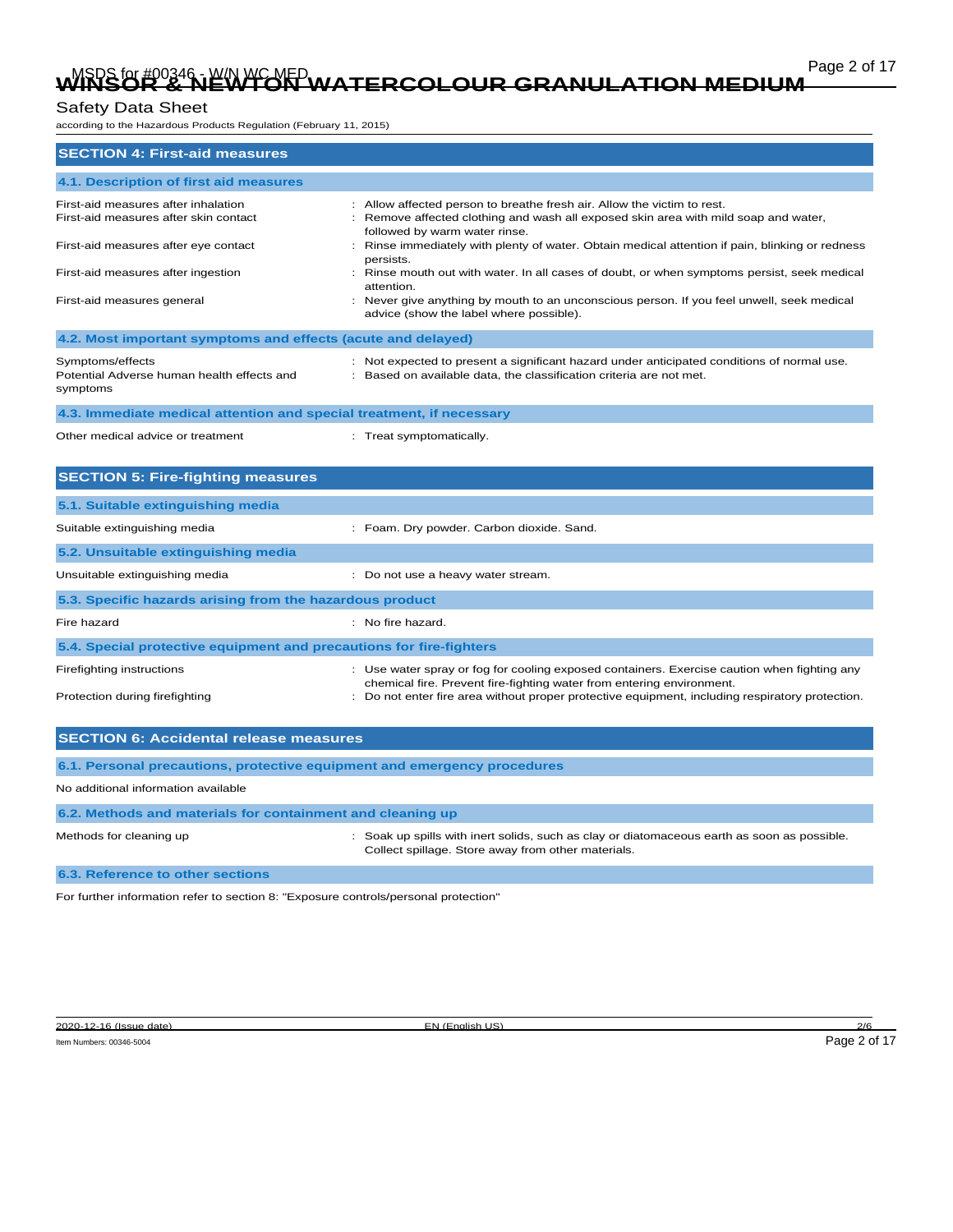## SECTION 4: First-aid measures

### 4.1. Description of first aid measures

| | |
|---|---|
| First-aid measures after inhalation | : Allow affected person to breathe fresh air. Allow the victim to rest. |
| First-aid measures after skin contact | : Remove affected clothing and wash all exposed skin area with mild soap and water, followed by warm water rinse. |
| First-aid measures after eye contact | : Rinse immediately with plenty of water. Obtain medical attention if pain, blinking or redness persists. |
| First-aid measures after ingestion | : Rinse mouth out with water. In all cases of doubt, or when symptoms persist, seek medical attention. |
| First-aid measures general | : Never give anything by mouth to an unconscious person. If you feel unwell, seek medical advice (show the label where possible). |

### 4.2. Most important symptoms and effects (acute and delayed)

| | |
|---|---|
| Symptoms/effects | : Not expected to present a significant hazard under anticipated conditions of normal use. |
| Potential Adverse human health effects and symptoms | : Based on available data, the classification criteria are not met. |

### 4.3. Immediate medical attention and special treatment, if necessary

| | |
|---|---|
| Other medical advice or treatment | : Treat symptomatically. |

## SECTION 5: Fire-fighting measures

### 5.1. Suitable extinguishing media

| | |
|---|---|
| Suitable extinguishing media | : Foam. Dry powder. Carbon dioxide. Sand. |

### 5.2. Unsuitable extinguishing media

| | |
|---|---|
| Unsuitable extinguishing media | : Do not use a heavy water stream. |

### 5.3. Specific hazards arising from the hazardous product

| | |
|---|---|
| Fire hazard | : No fire hazard. |

### 5.4. Special protective equipment and precautions for fire-fighters

| | |
|---|---|
| Firefighting instructions | : Use water spray or fog for cooling exposed containers. Exercise caution when fighting any chemical fire. Prevent fire-fighting water from entering environment. |
| Protection during firefighting | : Do not enter fire area without proper protective equipment, including respiratory protection. |

## SECTION 6: Accidental release measures

### 6.1. Personal precautions, protective equipment and emergency procedures

No additional information available

### 6.2. Methods and materials for containment and cleaning up

| | |
|---|---|
| Methods for cleaning up | : Soak up spills with inert solids, such as clay or diatomaceous earth as soon as possible. Collect spillage. Store away from other materials. |

### 6.3. Reference to other sections

For further information refer to section 8: "Exposure controls/personal protection"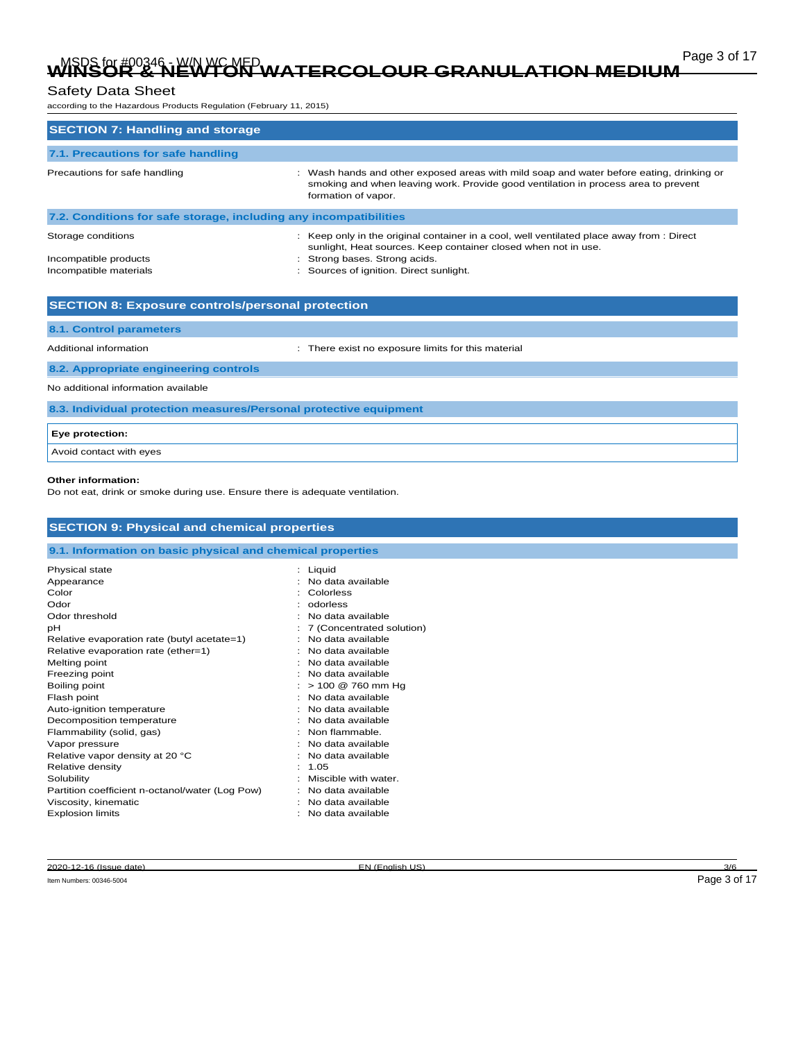## SECTION 7: Handling and storage

### 7.1. Precautions for safe handling

Precautions for safe handling : Wash hands and other exposed areas with mild soap and water before eating, drinking or smoking and when leaving work. Provide good ventilation in process area to prevent formation of vapor.

### 7.2. Conditions for safe storage, including any incompatibilities

Storage conditions : Keep only in the original container in a cool, well ventilated place away from : Direct sunlight, Heat sources. Keep container closed when not in use.

Incompatible products : Strong bases. Strong acids.

Incompatible materials : Sources of ignition. Direct sunlight.

## SECTION 8: Exposure controls/personal protection

### 8.1. Control parameters

Additional information : There exist no exposure limits for this material

### 8.2. Appropriate engineering controls

No additional information available

### 8.3. Individual protection measures/Personal protective equipment

| **Eye protection:** |
|---|
| Avoid contact with eyes |

**Other information:**

Do not eat, drink or smoke during use. Ensure there is adequate ventilation.

## SECTION 9: Physical and chemical properties

### 9.1. Information on basic physical and chemical properties

| Property | Value |
|---|---|
| Physical state | Liquid |
| Appearance | No data available |
| Color | Colorless |
| Odor | odorless |
| Odor threshold | No data available |
| pH | 7 (Concentrated solution) |
| Relative evaporation rate (butyl acetate=1) | No data available |
| Relative evaporation rate (ether=1) | No data available |
| Melting point | No data available |
| Freezing point | No data available |
| Boiling point | > 100 @ 760 mm Hg |
| Flash point | No data available |
| Auto-ignition temperature | No data available |
| Decomposition temperature | No data available |
| Flammability (solid, gas) | Non flammable. |
| Vapor pressure | No data available |
| Relative vapor density at 20 °C | No data available |
| Relative density | 1.05 |
| Solubility | Miscible with water. |
| Partition coefficient n-octanol/water (Log Pow) | No data available |
| Viscosity, kinematic | No data available |
| Explosion limits | No data available |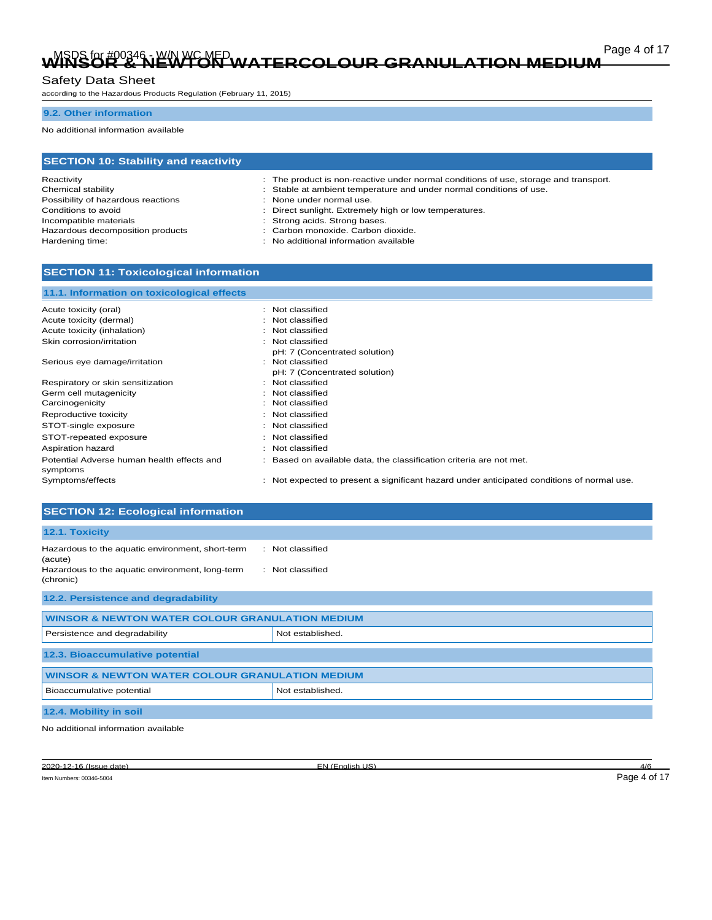### 9.2. Other information

No additional information available

## SECTION 10: Stability and reactivity

| | |
|---|---|
| Reactivity | : The product is non-reactive under normal conditions of use, storage and transport. |
| Chemical stability | : Stable at ambient temperature and under normal conditions of use. |
| Possibility of hazardous reactions | : None under normal use. |
| Conditions to avoid | : Direct sunlight. Extremely high or low temperatures. |
| Incompatible materials | : Strong acids. Strong bases. |
| Hazardous decomposition products | : Carbon monoxide. Carbon dioxide. |
| Hardening time: | : No additional information available |

## SECTION 11: Toxicological information

### 11.1. Information on toxicological effects

| | |
|---|---|
| Acute toxicity (oral) | : Not classified |
| Acute toxicity (dermal) | : Not classified |
| Acute toxicity (inhalation) | : Not classified |
| Skin corrosion/irritation | : Not classified<br>pH: 7 (Concentrated solution) |
| Serious eye damage/irritation | : Not classified<br>pH: 7 (Concentrated solution) |
| Respiratory or skin sensitization | : Not classified |
| Germ cell mutagenicity | : Not classified |
| Carcinogenicity | : Not classified |
| Reproductive toxicity | : Not classified |
| STOT-single exposure | : Not classified |
| STOT-repeated exposure | : Not classified |
| Aspiration hazard | : Not classified |
| Potential Adverse human health effects and symptoms | : Based on available data, the classification criteria are not met. |
| Symptoms/effects | : Not expected to present a significant hazard under anticipated conditions of normal use. |

## SECTION 12: Ecological information

### 12.1. Toxicity

| | |
|---|---|
| Hazardous to the aquatic environment, short-term (acute) | : Not classified |
| Hazardous to the aquatic environment, long-term (chronic) | : Not classified |

### 12.2. Persistence and degradability

| WINSOR & NEWTON WATER COLOUR GRANULATION MEDIUM | |
|---|---|
| Persistence and degradability | Not established. |

### 12.3. Bioaccumulative potential

| WINSOR & NEWTON WATER COLOUR GRANULATION MEDIUM | |
|---|---|
| Bioaccumulative potential | Not established. |

### 12.4. Mobility in soil

No additional information available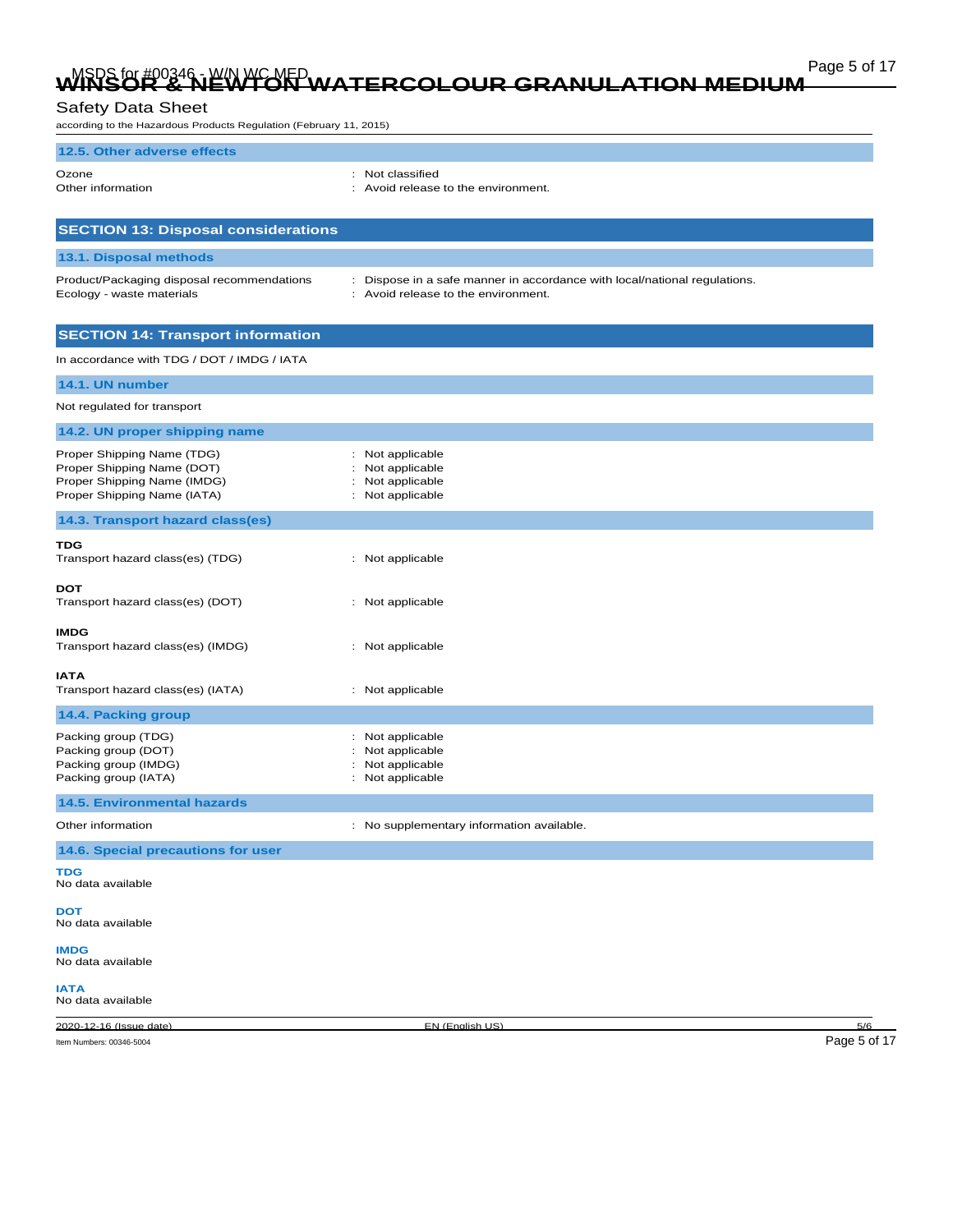## 12.5. Other adverse effects

Ozone : Not classified
Other information : Avoid release to the environment.

## SECTION 13: Disposal considerations

### 13.1. Disposal methods

Product/Packaging disposal recommendations : Dispose in a safe manner in accordance with local/national regulations.
Ecology - waste materials : Avoid release to the environment.

## SECTION 14: Transport information

In accordance with TDG / DOT / IMDG / IATA

### 14.1. UN number

Not regulated for transport

### 14.2. UN proper shipping name

Proper Shipping Name (TDG) : Not applicable
Proper Shipping Name (DOT) : Not applicable
Proper Shipping Name (IMDG) : Not applicable
Proper Shipping Name (IATA) : Not applicable

### 14.3. Transport hazard class(es)

**TDG**
Transport hazard class(es) (TDG) : Not applicable

**DOT**
Transport hazard class(es) (DOT) : Not applicable

**IMDG**
Transport hazard class(es) (IMDG) : Not applicable

**IATA**
Transport hazard class(es) (IATA) : Not applicable

### 14.4. Packing group

Packing group (TDG) : Not applicable
Packing group (DOT) : Not applicable
Packing group (IMDG) : Not applicable
Packing group (IATA) : Not applicable

### 14.5. Environmental hazards

Other information : No supplementary information available.

### 14.6. Special precautions for user

**TDG**
No data available

**DOT**
No data available

**IMDG**
No data available

**IATA**
No data available

2020-12-16 (Issue date) EN (English US)

Item Numbers: 00346-5004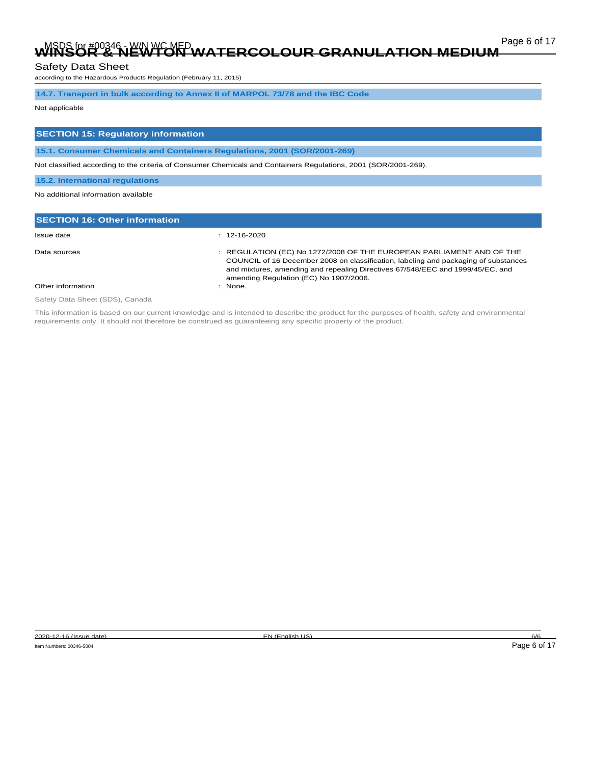### 14.7. Transport in bulk according to Annex II of MARPOL 73/78 and the IBC Code

Not applicable

## SECTION 15: Regulatory information

### 15.1. Consumer Chemicals and Containers Regulations, 2001 (SOR/2001-269)

Not classified according to the criteria of Consumer Chemicals and Containers Regulations, 2001 (SOR/2001-269).

### 15.2. International regulations

No additional information available

## SECTION 16: Other information

| | |
|---|---|
| Issue date | : 12-16-2020 |
| Data sources | : REGULATION (EC) No 1272/2008 OF THE EUROPEAN PARLIAMENT AND OF THE COUNCIL of 16 December 2008 on classification, labeling and packaging of substances and mixtures, amending and repealing Directives 67/548/EEC and 1999/45/EC, and amending Regulation (EC) No 1907/2006. |
| Other information | : None. |

Safety Data Sheet (SDS), Canada

This information is based on our current knowledge and is intended to describe the product for the purposes of health, safety and environmental requirements only. It should not therefore be construed as guaranteeing any specific property of the product.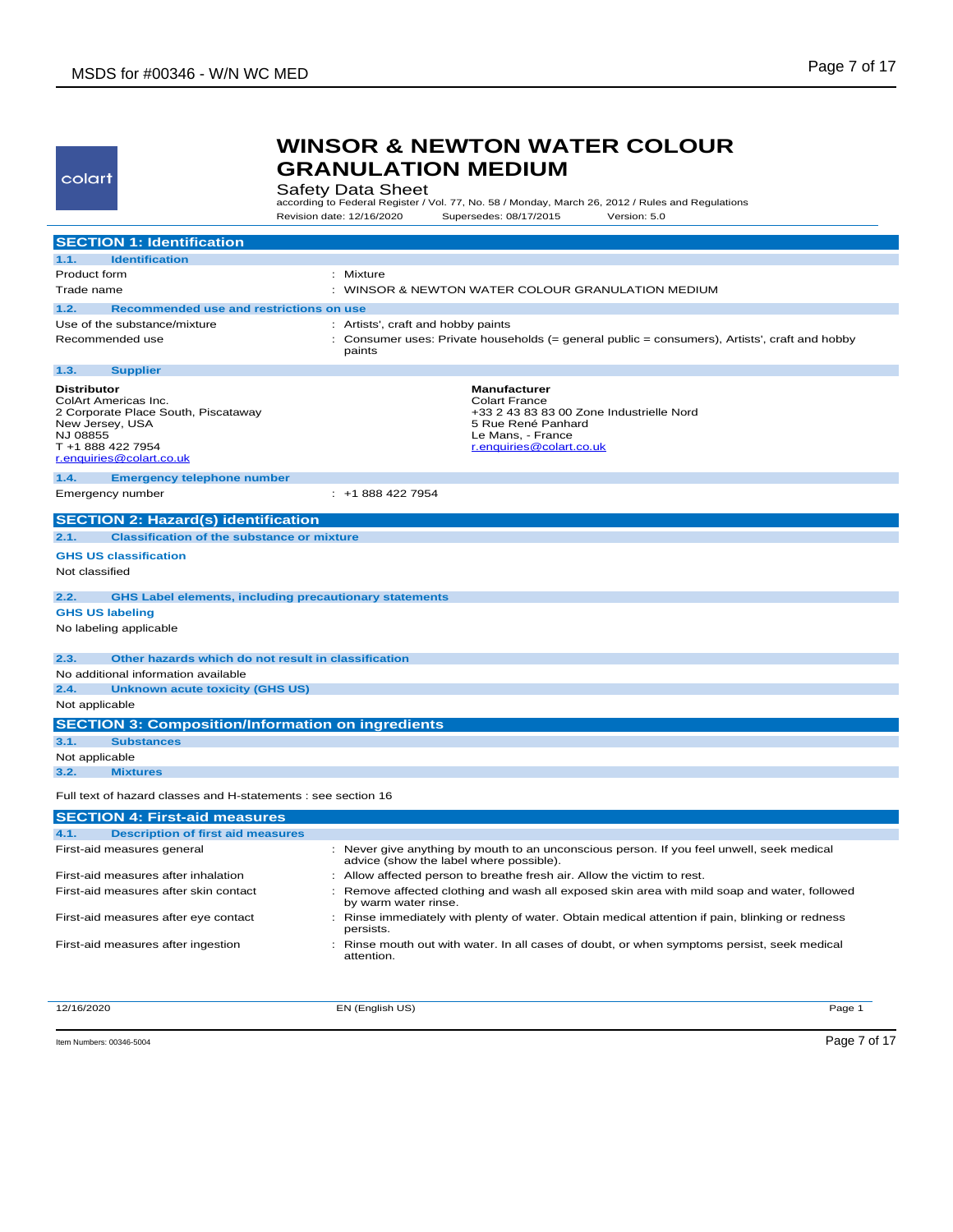# WINSOR & NEWTON WATER COLOUR GRANULATION MEDIUM

Safety Data Sheet

according to Federal Register / Vol. 77, No. 58 / Monday, March 26, 2012 / Rules and Regulations

Revision date: 12/16/2020 Supersedes: 08/17/2015 Version: 5.0

## SECTION 1: Identification

### 1.1. Identification

| | |
|---|---|
| Product form | : Mixture |
| Trade name | : WINSOR & NEWTON WATER COLOUR GRANULATION MEDIUM |

### 1.2. Recommended use and restrictions on use

| | |
|---|---|
| Use of the substance/mixture | : Artists', craft and hobby paints |
| Recommended use | : Consumer uses: Private households (= general public = consumers), Artists', craft and hobby paints |

### 1.3. Supplier

**Distributor**
ColArt Americas Inc.
2 Corporate Place South, Piscataway
New Jersey, USA
NJ 08855
T +1 888 422 7954
r.enquiries@colart.co.uk

**Manufacturer**
Colart France
+33 2 43 83 83 00 Zone Industrielle Nord
5 Rue René Panhard
Le Mans, - France
r.enquiries@colart.co.uk

### 1.4. Emergency telephone number

| | |
|---|---|
| Emergency number | : +1 888 422 7954 |

## SECTION 2: Hazard(s) identification

### 2.1. Classification of the substance or mixture

**GHS US classification**

Not classified

### 2.2. GHS Label elements, including precautionary statements

**GHS US labeling**

No labeling applicable

### 2.3. Other hazards which do not result in classification

No additional information available

### 2.4. Unknown acute toxicity (GHS US)

Not applicable

## SECTION 3: Composition/Information on ingredients

### 3.1. Substances

Not applicable

### 3.2. Mixtures

Full text of hazard classes and H-statements : see section 16

## SECTION 4: First-aid measures

### 4.1. Description of first aid measures

| | |
|---|---|
| First-aid measures general | : Never give anything by mouth to an unconscious person. If you feel unwell, seek medical advice (show the label where possible). |
| First-aid measures after inhalation | : Allow affected person to breathe fresh air. Allow the victim to rest. |
| First-aid measures after skin contact | : Remove affected clothing and wash all exposed skin area with mild soap and water, followed by warm water rinse. |
| First-aid measures after eye contact | : Rinse immediately with plenty of water. Obtain medical attention if pain, blinking or redness persists. |
| First-aid measures after ingestion | : Rinse mouth out with water. In all cases of doubt, or when symptoms persist, seek medical attention. |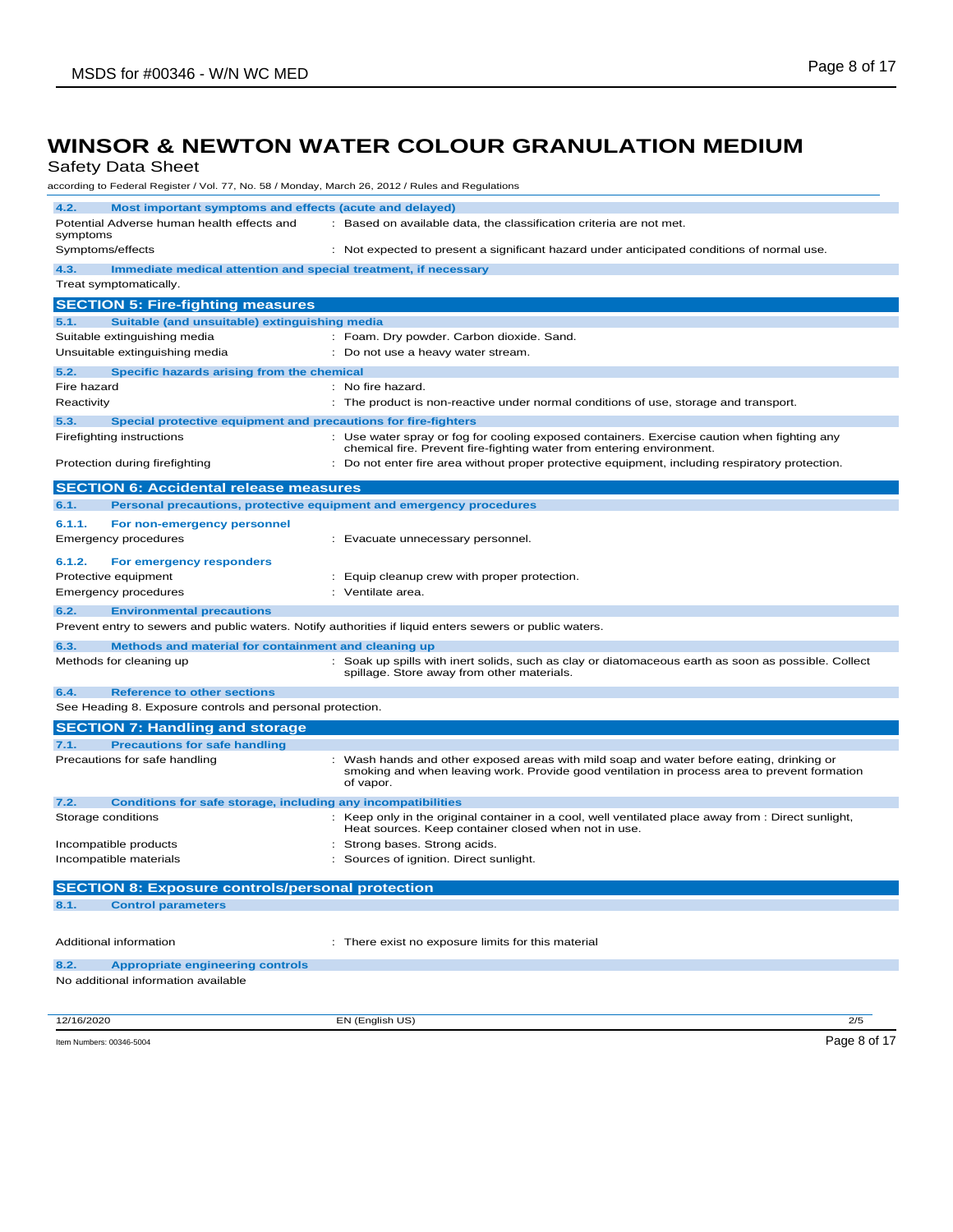# WINSOR & NEWTON WATER COLOUR GRANULATION MEDIUM

Safety Data Sheet

according to Federal Register / Vol. 77, No. 58 / Monday, March 26, 2012 / Rules and Regulations

### 4.2. Most important symptoms and effects (acute and delayed)

| | |
|---|---|
| Potential Adverse human health effects and symptoms | : Based on available data, the classification criteria are not met. |
| Symptoms/effects | : Not expected to present a significant hazard under anticipated conditions of normal use. |

### 4.3. Immediate medical attention and special treatment, if necessary

Treat symptomatically.

## SECTION 5: Fire-fighting measures

### 5.1. Suitable (and unsuitable) extinguishing media

| | |
|---|---|
| Suitable extinguishing media | : Foam. Dry powder. Carbon dioxide. Sand. |
| Unsuitable extinguishing media | : Do not use a heavy water stream. |

### 5.2. Specific hazards arising from the chemical

| | |
|---|---|
| Fire hazard | : No fire hazard. |
| Reactivity | : The product is non-reactive under normal conditions of use, storage and transport. |

### 5.3. Special protective equipment and precautions for fire-fighters

| | |
|---|---|
| Firefighting instructions | : Use water spray or fog for cooling exposed containers. Exercise caution when fighting any chemical fire. Prevent fire-fighting water from entering environment. |
| Protection during firefighting | : Do not enter fire area without proper protective equipment, including respiratory protection. |

## SECTION 6: Accidental release measures

### 6.1. Personal precautions, protective equipment and emergency procedures

#### 6.1.1. For non-emergency personnel

| | |
|---|---|
| Emergency procedures | : Evacuate unnecessary personnel. |

#### 6.1.2. For emergency responders

| | |
|---|---|
| Protective equipment | : Equip cleanup crew with proper protection. |
| Emergency procedures | : Ventilate area. |

### 6.2. Environmental precautions

Prevent entry to sewers and public waters. Notify authorities if liquid enters sewers or public waters.

### 6.3. Methods and material for containment and cleaning up

| | |
|---|---|
| Methods for cleaning up | : Soak up spills with inert solids, such as clay or diatomaceous earth as soon as possible. Collect spillage. Store away from other materials. |

### 6.4. Reference to other sections

See Heading 8. Exposure controls and personal protection.

## SECTION 7: Handling and storage

### 7.1. Precautions for safe handling

| | |
|---|---|
| Precautions for safe handling | : Wash hands and other exposed areas with mild soap and water before eating, drinking or smoking and when leaving work. Provide good ventilation in process area to prevent formation of vapor. |

### 7.2. Conditions for safe storage, including any incompatibilities

| | |
|---|---|
| Storage conditions | : Keep only in the original container in a cool, well ventilated place away from : Direct sunlight, Heat sources. Keep container closed when not in use. |
| Incompatible products | : Strong bases. Strong acids. |
| Incompatible materials | : Sources of ignition. Direct sunlight. |

## SECTION 8: Exposure controls/personal protection

### 8.1. Control parameters

| | |
|---|---|
| Additional information | : There exist no exposure limits for this material |

### 8.2. Appropriate engineering controls

No additional information available

12/16/2020 EN (English US) 2/5

Item Numbers: 00346-5004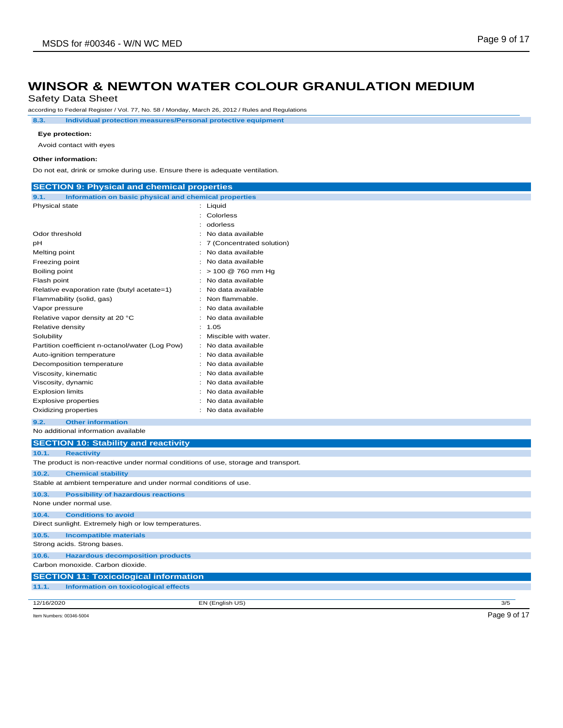# WINSOR & NEWTON WATER COLOUR GRANULATION MEDIUM

Safety Data Sheet

according to Federal Register / Vol. 77, No. 58 / Monday, March 26, 2012 / Rules and Regulations

### 8.3. Individual protection measures/Personal protective equipment

**Eye protection:**

Avoid contact with eyes

**Other information:**

Do not eat, drink or smoke during use. Ensure there is adequate ventilation.

## SECTION 9: Physical and chemical properties

### 9.1. Information on basic physical and chemical properties

| | |
|---|---|
| Physical state | : Liquid |
| | : Colorless |
| | : odorless |
| Odor threshold | : No data available |
| pH | : 7 (Concentrated solution) |
| Melting point | : No data available |
| Freezing point | : No data available |
| Boiling point | : > 100 @ 760 mm Hg |
| Flash point | : No data available |
| Relative evaporation rate (butyl acetate=1) | : No data available |
| Flammability (solid, gas) | : Non flammable. |
| Vapor pressure | : No data available |
| Relative vapor density at 20 °C | : No data available |
| Relative density | : 1.05 |
| Solubility | : Miscible with water. |
| Partition coefficient n-octanol/water (Log Pow) | : No data available |
| Auto-ignition temperature | : No data available |
| Decomposition temperature | : No data available |
| Viscosity, kinematic | : No data available |
| Viscosity, dynamic | : No data available |
| Explosion limits | : No data available |
| Explosive properties | : No data available |
| Oxidizing properties | : No data available |

### 9.2. Other information

No additional information available

## SECTION 10: Stability and reactivity

### 10.1. Reactivity

The product is non-reactive under normal conditions of use, storage and transport.

### 10.2. Chemical stability

Stable at ambient temperature and under normal conditions of use.

### 10.3. Possibility of hazardous reactions

None under normal use.

### 10.4. Conditions to avoid

Direct sunlight. Extremely high or low temperatures.

### 10.5. Incompatible materials

Strong acids. Strong bases.

### 10.6. Hazardous decomposition products

Carbon monoxide. Carbon dioxide.

## SECTION 11: Toxicological information

### 11.1. Information on toxicological effects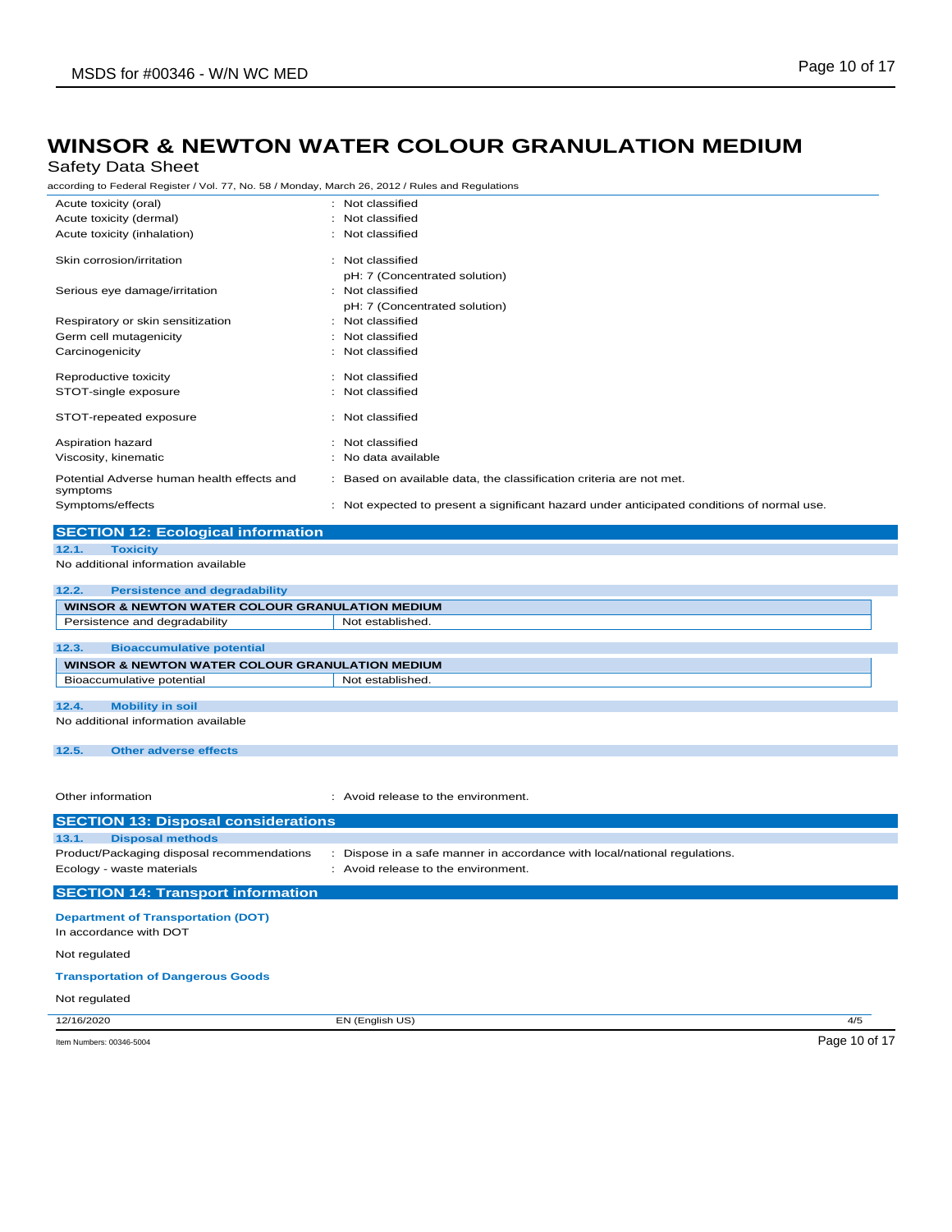# WINSOR & NEWTON WATER COLOUR GRANULATION MEDIUM

Safety Data Sheet

according to Federal Register / Vol. 77, No. 58 / Monday, March 26, 2012 / Rules and Regulations

| | |
|---|---|
| Acute toxicity (oral) | : Not classified |
| Acute toxicity (dermal) | : Not classified |
| Acute toxicity (inhalation) | : Not classified |
| Skin corrosion/irritation | : Not classified<br>pH: 7 (Concentrated solution) |
| Serious eye damage/irritation | : Not classified<br>pH: 7 (Concentrated solution) |
| Respiratory or skin sensitization | : Not classified |
| Germ cell mutagenicity | : Not classified |
| Carcinogenicity | : Not classified |
| Reproductive toxicity | : Not classified |
| STOT-single exposure | : Not classified |
| STOT-repeated exposure | : Not classified |
| Aspiration hazard | : Not classified |
| Viscosity, kinematic | : No data available |
| Potential Adverse human health effects and symptoms | : Based on available data, the classification criteria are not met. |
| Symptoms/effects | : Not expected to present a significant hazard under anticipated conditions of normal use. |

## SECTION 12: Ecological information

### 12.1. Toxicity

No additional information available

### 12.2. Persistence and degradability

| WINSOR & NEWTON WATER COLOUR GRANULATION MEDIUM | |
|---|---|
| Persistence and degradability | Not established. |

### 12.3. Bioaccumulative potential

| WINSOR & NEWTON WATER COLOUR GRANULATION MEDIUM | |
|---|---|
| Bioaccumulative potential | Not established. |

### 12.4. Mobility in soil

No additional information available

### 12.5. Other adverse effects

Other information : Avoid release to the environment.

## SECTION 13: Disposal considerations

### 13.1. Disposal methods

| | |
|---|---|
| Product/Packaging disposal recommendations | : Dispose in a safe manner in accordance with local/national regulations. |
| Ecology - waste materials | : Avoid release to the environment. |

## SECTION 14: Transport information

**Department of Transportation (DOT)**

In accordance with DOT

Not regulated

**Transportation of Dangerous Goods**

Not regulated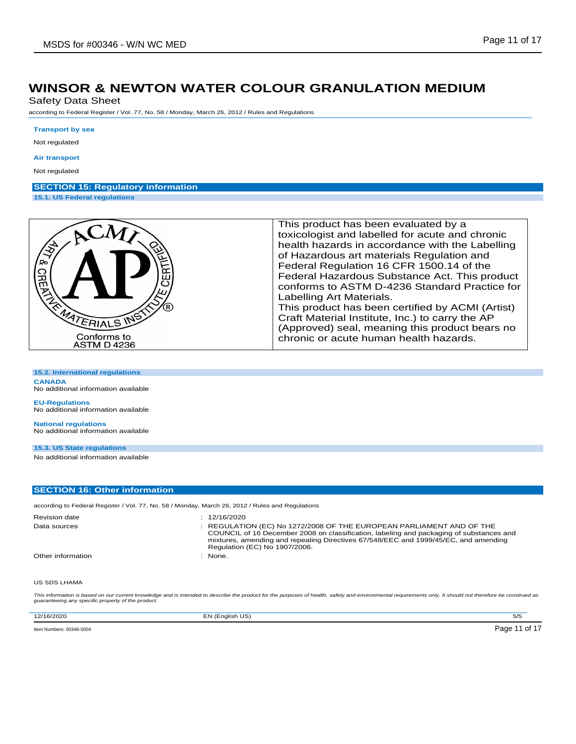# WINSOR & NEWTON WATER COLOUR GRANULATION MEDIUM

Safety Data Sheet

according to Federal Register / Vol. 77, No. 58 / Monday, March 26, 2012 / Rules and Regulations

**Transport by sea**

Not regulated

**Air transport**

Not regulated

## SECTION 15: Regulatory information

### 15.1. US Federal regulations

| ACMI AP ART & CREATIVE MATERIALS INSTITUTE CERTIFIED® Conforms to ASTM D 4236 | This product has been evaluated by a toxicologist and labelled for acute and chronic health hazards in accordance with the Labelling of Hazardous art materials Regulation and Federal Regulation 16 CFR 1500.14 of the Federal Hazardous Substance Act. This product conforms to ASTM D-4236 Standard Practice for Labelling Art Materials. This product has been certified by ACMI (Artist) Craft Material Institute, Inc.) to carry the AP (Approved) seal, meaning this product bears no chronic or acute human health hazards. |
|---|---|

### 15.2. International regulations

**CANADA**

No additional information available

**EU-Regulations**

No additional information available

**National regulations**

No additional information available

### 15.3. US State regulations

No additional information available

## SECTION 16: Other information

according to Federal Register / Vol. 77, No. 58 / Monday, March 26, 2012 / Rules and Regulations

| | |
|---|---|
| Revision date | : 12/16/2020 |
| Data sources | : REGULATION (EC) No 1272/2008 OF THE EUROPEAN PARLIAMENT AND OF THE COUNCIL of 16 December 2008 on classification, labeling and packaging of substances and mixtures, amending and repealing Directives 67/548/EEC and 1999/45/EC, and amending Regulation (EC) No 1907/2006. |
| Other information | : None. |

US SDS LHAMA

*This information is based on our current knowledge and is intended to describe the product for the purposes of health, safety and environmental requirements only. It should not therefore be construed as guaranteeing any specific property of the product.*

12/16/2020 EN (English US) 5/5

Item Numbers: 00346-5004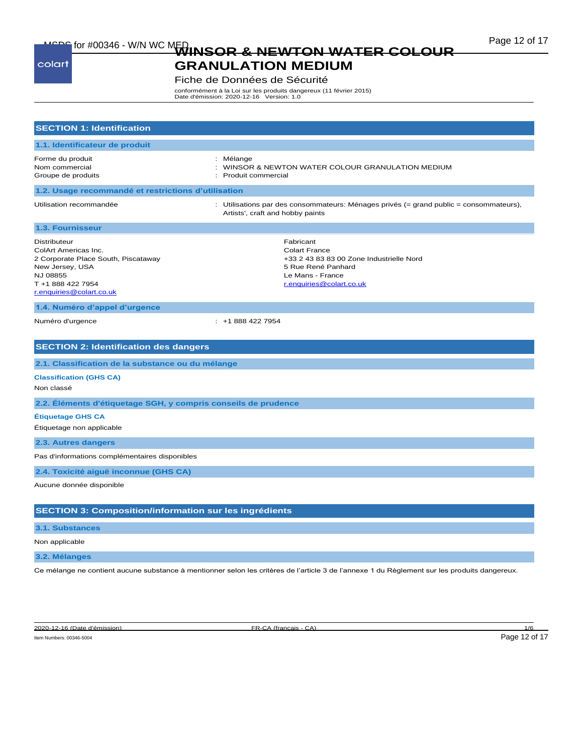# WINSOR & NEWTON WATER COLOUR GRANULATION MEDIUM

Fiche de Données de Sécurité

conformément à la Loi sur les produits dangereux (11 février 2015)
Date d'émission: 2020-12-16 Version: 1.0

## SECTION 1: Identification

### 1.1. Identificateur de produit

| | |
|---|---|
| Forme du produit | : Mélange |
| Nom commercial | : WINSOR & NEWTON WATER COLOUR GRANULATION MEDIUM |
| Groupe de produits | : Produit commercial |

### 1.2. Usage recommandé et restrictions d'utilisation

| | |
|---|---|
| Utilisation recommandée | : Utilisations par des consommateurs: Ménages privés (= grand public = consommateurs), Artists', craft and hobby paints |

### 1.3. Fournisseur

Distributeur
ColArt Americas Inc.
2 Corporate Place South, Piscataway
New Jersey, USA
NJ 08855
T +1 888 422 7954
r.enquiries@colart.co.uk

Fabricant
Colart France
+33 2 43 83 83 00 Zone Industrielle Nord
5 Rue René Panhard
Le Mans - France
r.enquiries@colart.co.uk

### 1.4. Numéro d'appel d'urgence

| | |
|---|---|
| Numéro d'urgence | : +1 888 422 7954 |

## SECTION 2: Identification des dangers

### 2.1. Classification de la substance ou du mélange

**Classification (GHS CA)**

Non classé

### 2.2. Éléments d'étiquetage SGH, y compris conseils de prudence

**Étiquetage GHS CA**

Étiquetage non applicable

### 2.3. Autres dangers

Pas d'informations complémentaires disponibles

### 2.4. Toxicité aiguë inconnue (GHS CA)

Aucune donnée disponible

## SECTION 3: Composition/information sur les ingrédients

### 3.1. Substances

Non applicable

### 3.2. Mélanges

Ce mélange ne contient aucune substance à mentionner selon les critères de l'article 3 de l'annexe 1 du Règlement sur les produits dangereux.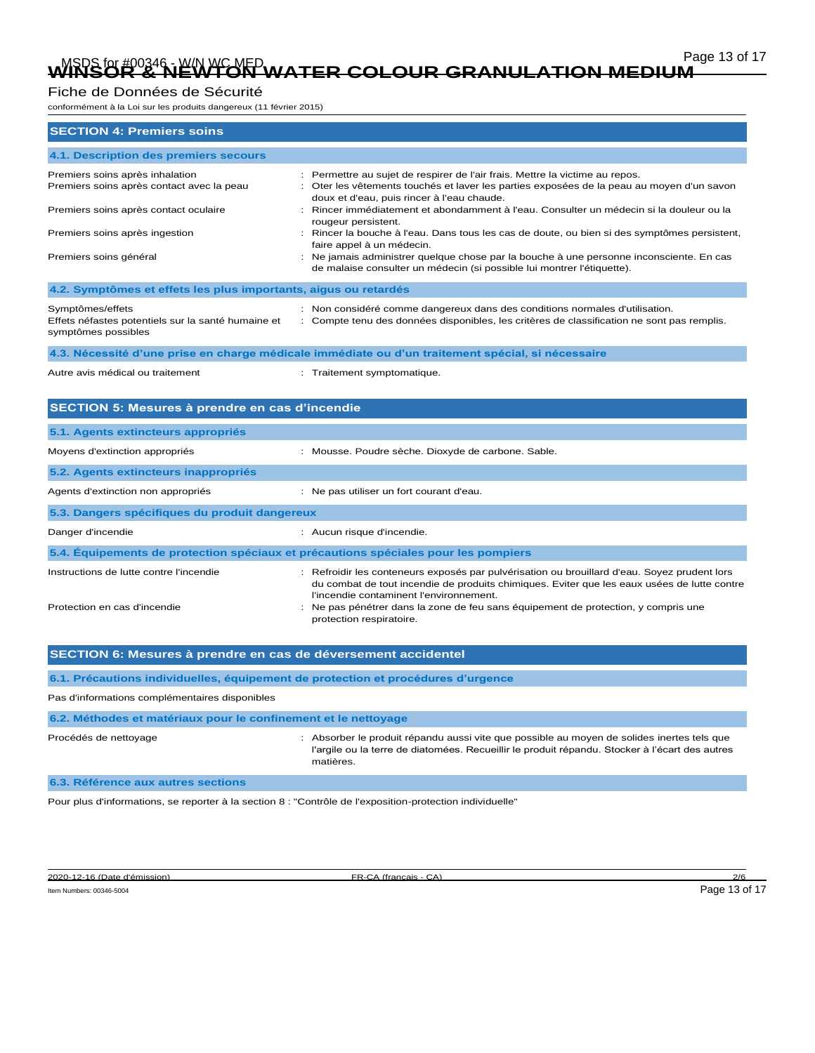# WINSOR & NEWTON WATER COLOUR GRANULATION MEDIUM

Fiche de Données de Sécurité

conformément à la Loi sur les produits dangereux (11 février 2015)

## SECTION 4: Premiers soins

### 4.1. Description des premiers secours

| | |
|---|---|
| Premiers soins après inhalation | : Permettre au sujet de respirer de l'air frais. Mettre la victime au repos. |
| Premiers soins après contact avec la peau | : Oter les vêtements touchés et laver les parties exposées de la peau au moyen d'un savon doux et d'eau, puis rincer à l'eau chaude. |
| Premiers soins après contact oculaire | : Rincer immédiatement et abondamment à l'eau. Consulter un médecin si la douleur ou la rougeur persistent. |
| Premiers soins après ingestion | : Rincer la bouche à l'eau. Dans tous les cas de doute, ou bien si des symptômes persistent, faire appel à un médecin. |
| Premiers soins général | : Ne jamais administrer quelque chose par la bouche à une personne inconsciente. En cas de malaise consulter un médecin (si possible lui montrer l'étiquette). |

### 4.2. Symptômes et effets les plus importants, aigus ou retardés

| | |
|---|---|
| Symptômes/effets | : Non considéré comme dangereux dans des conditions normales d'utilisation. |
| Effets néfastes potentiels sur la santé humaine et symptômes possibles | : Compte tenu des données disponibles, les critères de classification ne sont pas remplis. |

### 4.3. Nécessité d'une prise en charge médicale immédiate ou d'un traitement spécial, si nécessaire

| | |
|---|---|
| Autre avis médical ou traitement | : Traitement symptomatique. |

## SECTION 5: Mesures à prendre en cas d'incendie

### 5.1. Agents extincteurs appropriés

| | |
|---|---|
| Moyens d'extinction appropriés | : Mousse. Poudre sèche. Dioxyde de carbone. Sable. |

### 5.2. Agents extincteurs inappropriés

| | |
|---|---|
| Agents d'extinction non appropriés | : Ne pas utiliser un fort courant d'eau. |

### 5.3. Dangers spécifiques du produit dangereux

| | |
|---|---|
| Danger d'incendie | : Aucun risque d'incendie. |

### 5.4. Équipements de protection spéciaux et précautions spéciales pour les pompiers

| | |
|---|---|
| Instructions de lutte contre l'incendie | : Refroidir les conteneurs exposés par pulvérisation ou brouillard d'eau. Soyez prudent lors du combat de tout incendie de produits chimiques. Eviter que les eaux usées de lutte contre l'incendie contaminent l'environnement. |
| Protection en cas d'incendie | : Ne pas pénétrer dans la zone de feu sans équipement de protection, y compris une protection respiratoire. |

## SECTION 6: Mesures à prendre en cas de déversement accidentel

### 6.1. Précautions individuelles, équipement de protection et procédures d'urgence

Pas d'informations complémentaires disponibles

### 6.2. Méthodes et matériaux pour le confinement et le nettoyage

| | |
|---|---|
| Procédés de nettoyage | : Absorber le produit répandu aussi vite que possible au moyen de solides inertes tels que l'argile ou la terre de diatomées. Recueillir le produit répandu. Stocker à l'écart des autres matières. |

### 6.3. Référence aux autres sections

Pour plus d'informations, se reporter à la section 8 : "Contrôle de l'exposition-protection individuelle"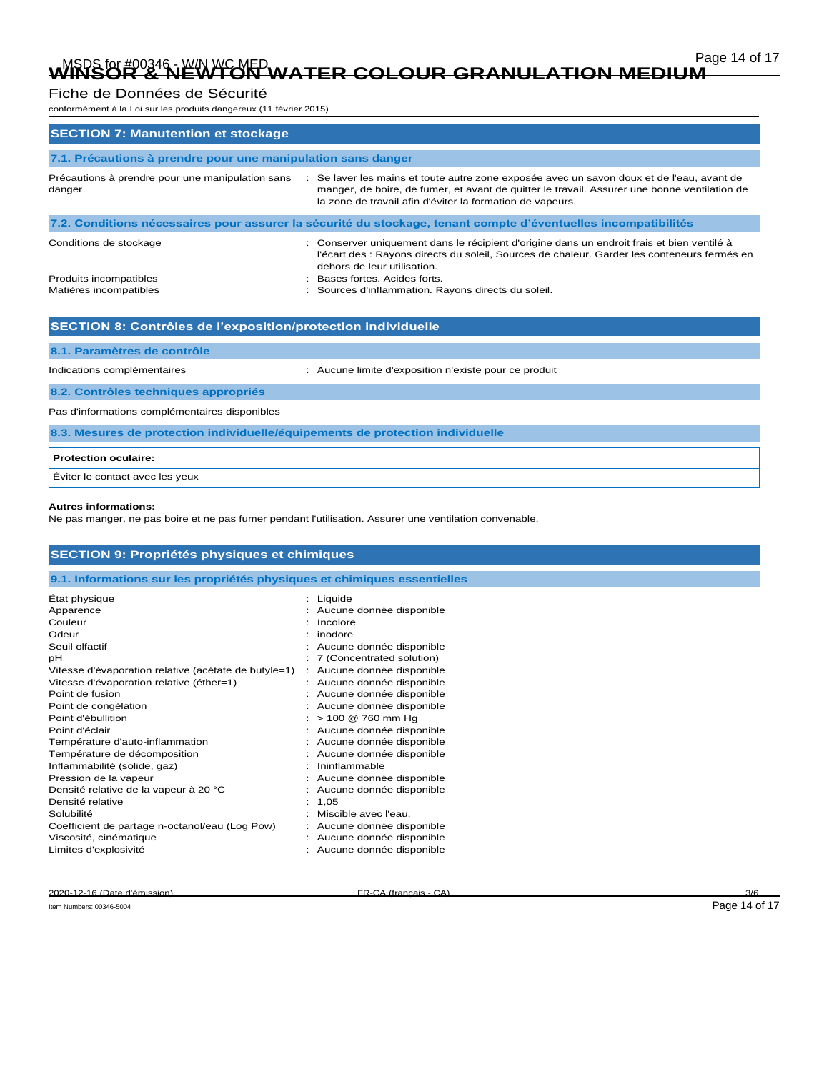## SECTION 7: Manutention et stockage

### 7.1. Précautions à prendre pour une manipulation sans danger

| | |
|---|---|
| Précautions à prendre pour une manipulation sans danger | : Se laver les mains et toute autre zone exposée avec un savon doux et de l'eau, avant de manger, de boire, de fumer, et avant de quitter le travail. Assurer une bonne ventilation de la zone de travail afin d'éviter la formation de vapeurs. |

### 7.2. Conditions nécessaires pour assurer la sécurité du stockage, tenant compte d'éventuelles incompatibilités

| | |
|---|---|
| Conditions de stockage | : Conserver uniquement dans le récipient d'origine dans un endroit frais et bien ventilé à l'écart des : Rayons directs du soleil, Sources de chaleur. Garder les conteneurs fermés en dehors de leur utilisation. |
| Produits incompatibles | : Bases fortes. Acides forts. |
| Matières incompatibles | : Sources d'inflammation. Rayons directs du soleil. |

## SECTION 8: Contrôles de l'exposition/protection individuelle

### 8.1. Paramètres de contrôle

| | |
|---|---|
| Indications complémentaires | : Aucune limite d'exposition n'existe pour ce produit |

### 8.2. Contrôles techniques appropriés

Pas d'informations complémentaires disponibles

### 8.3. Mesures de protection individuelle/équipements de protection individuelle

**Protection oculaire:**

Éviter le contact avec les yeux

**Autres informations:**

Ne pas manger, ne pas boire et ne pas fumer pendant l'utilisation. Assurer une ventilation convenable.

## SECTION 9: Propriétés physiques et chimiques

### 9.1. Informations sur les propriétés physiques et chimiques essentielles

| | |
|---|---|
| État physique | : Liquide |
| Apparence | : Aucune donnée disponible |
| Couleur | : Incolore |
| Odeur | : inodore |
| Seuil olfactif | : Aucune donnée disponible |
| pH | : 7 (Concentrated solution) |
| Vitesse d'évaporation relative (acétate de butyle=1) | : Aucune donnée disponible |
| Vitesse d'évaporation relative (éther=1) | : Aucune donnée disponible |
| Point de fusion | : Aucune donnée disponible |
| Point de congélation | : Aucune donnée disponible |
| Point d'ébullition | : > 100 @ 760 mm Hg |
| Point d'éclair | : Aucune donnée disponible |
| Température d'auto-inflammation | : Aucune donnée disponible |
| Température de décomposition | : Aucune donnée disponible |
| Inflammabilité (solide, gaz) | : Ininflammable |
| Pression de la vapeur | : Aucune donnée disponible |
| Densité relative de la vapeur à 20 °C | : Aucune donnée disponible |
| Densité relative | : 1,05 |
| Solubilité | : Miscible avec l'eau. |
| Coefficient de partage n-octanol/eau (Log Pow) | : Aucune donnée disponible |
| Viscosité, cinématique | : Aucune donnée disponible |
| Limites d'explosivité | : Aucune donnée disponible |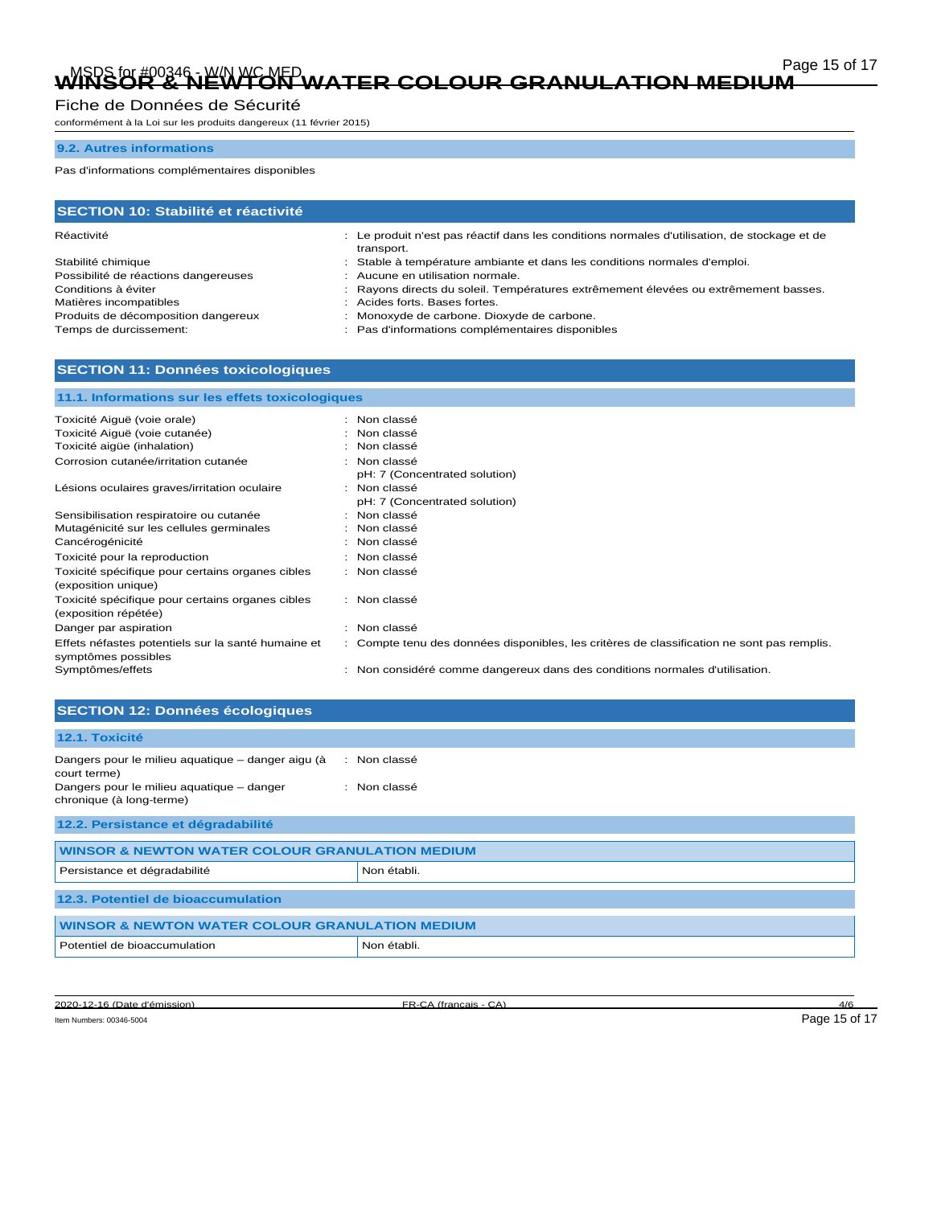### 9.2. Autres informations

Pas d'informations complémentaires disponibles

## SECTION 10: Stabilité et réactivité

| | |
|---|---|
| Réactivité | : Le produit n'est pas réactif dans les conditions normales d'utilisation, de stockage et de transport. |
| Stabilité chimique | : Stable à température ambiante et dans les conditions normales d'emploi. |
| Possibilité de réactions dangereuses | : Aucune en utilisation normale. |
| Conditions à éviter | : Rayons directs du soleil. Températures extrêmement élevées ou extrêmement basses. |
| Matières incompatibles | : Acides forts. Bases fortes. |
| Produits de décomposition dangereux | : Monoxyde de carbone. Dioxyde de carbone. |
| Temps de durcissement: | : Pas d'informations complémentaires disponibles |

## SECTION 11: Données toxicologiques

### 11.1. Informations sur les effets toxicologiques

| | |
|---|---|
| Toxicité Aiguë (voie orale) | : Non classé |
| Toxicité Aiguë (voie cutanée) | : Non classé |
| Toxicité aigüe (inhalation) | : Non classé |
| Corrosion cutanée/irritation cutanée | : Non classé<br>pH: 7 (Concentrated solution) |
| Lésions oculaires graves/irritation oculaire | : Non classé<br>pH: 7 (Concentrated solution) |
| Sensibilisation respiratoire ou cutanée | : Non classé |
| Mutagénicité sur les cellules germinales | : Non classé |
| Cancérogénicité | : Non classé |
| Toxicité pour la reproduction | : Non classé |
| Toxicité spécifique pour certains organes cibles (exposition unique) | : Non classé |
| Toxicité spécifique pour certains organes cibles (exposition répétée) | : Non classé |
| Danger par aspiration | : Non classé |
| Effets néfastes potentiels sur la santé humaine et symptômes possibles | : Compte tenu des données disponibles, les critères de classification ne sont pas remplis. |
| Symptômes/effets | : Non considéré comme dangereux dans des conditions normales d'utilisation. |

## SECTION 12: Données écologiques

### 12.1. Toxicité

| | |
|---|---|
| Dangers pour le milieu aquatique – danger aigu (à court terme) | : Non classé |
| Dangers pour le milieu aquatique – danger chronique (à long-terme) | : Non classé |

### 12.2. Persistance et dégradabilité

| WINSOR & NEWTON WATER COLOUR GRANULATION MEDIUM | |
|---|---|
| Persistance et dégradabilité | Non établi. |

### 12.3. Potentiel de bioaccumulation

| WINSOR & NEWTON WATER COLOUR GRANULATION MEDIUM | |
|---|---|
| Potentiel de bioaccumulation | Non établi. |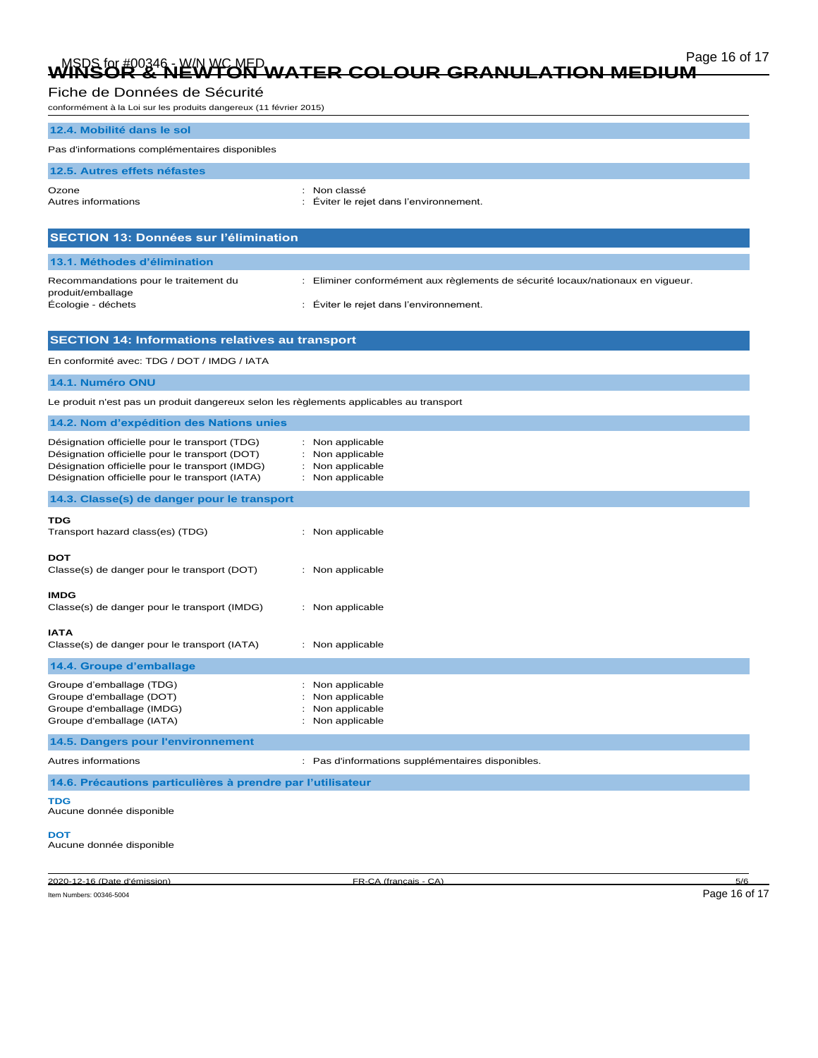## 12.4. Mobilité dans le sol

Pas d'informations complémentaires disponibles

## 12.5. Autres effets néfastes

Ozone : Non classé
Autres informations : Éviter le rejet dans l'environnement.

# SECTION 13: Données sur l'élimination

## 13.1. Méthodes d'élimination

Recommandations pour le traitement du produit/emballage : Eliminer conformément aux règlements de sécurité locaux/nationaux en vigueur.
Écologie - déchets : Éviter le rejet dans l'environnement.

# SECTION 14: Informations relatives au transport

En conformité avec: TDG / DOT / IMDG / IATA

## 14.1. Numéro ONU

Le produit n'est pas un produit dangereux selon les règlements applicables au transport

## 14.2. Nom d'expédition des Nations unies

Désignation officielle pour le transport (TDG) : Non applicable
Désignation officielle pour le transport (DOT) : Non applicable
Désignation officielle pour le transport (IMDG) : Non applicable
Désignation officielle pour le transport (IATA) : Non applicable

## 14.3. Classe(s) de danger pour le transport

**TDG**
Transport hazard class(es) (TDG) : Non applicable

**DOT**
Classe(s) de danger pour le transport (DOT) : Non applicable

**IMDG**
Classe(s) de danger pour le transport (IMDG) : Non applicable

**IATA**
Classe(s) de danger pour le transport (IATA) : Non applicable

## 14.4. Groupe d'emballage

Groupe d'emballage (TDG) : Non applicable
Groupe d'emballage (DOT) : Non applicable
Groupe d'emballage (IMDG) : Non applicable
Groupe d'emballage (IATA) : Non applicable

## 14.5. Dangers pour l'environnement

Autres informations : Pas d'informations supplémentaires disponibles.

## 14.6. Précautions particulières à prendre par l'utilisateur

**TDG**
Aucune donnée disponible

**DOT**
Aucune donnée disponible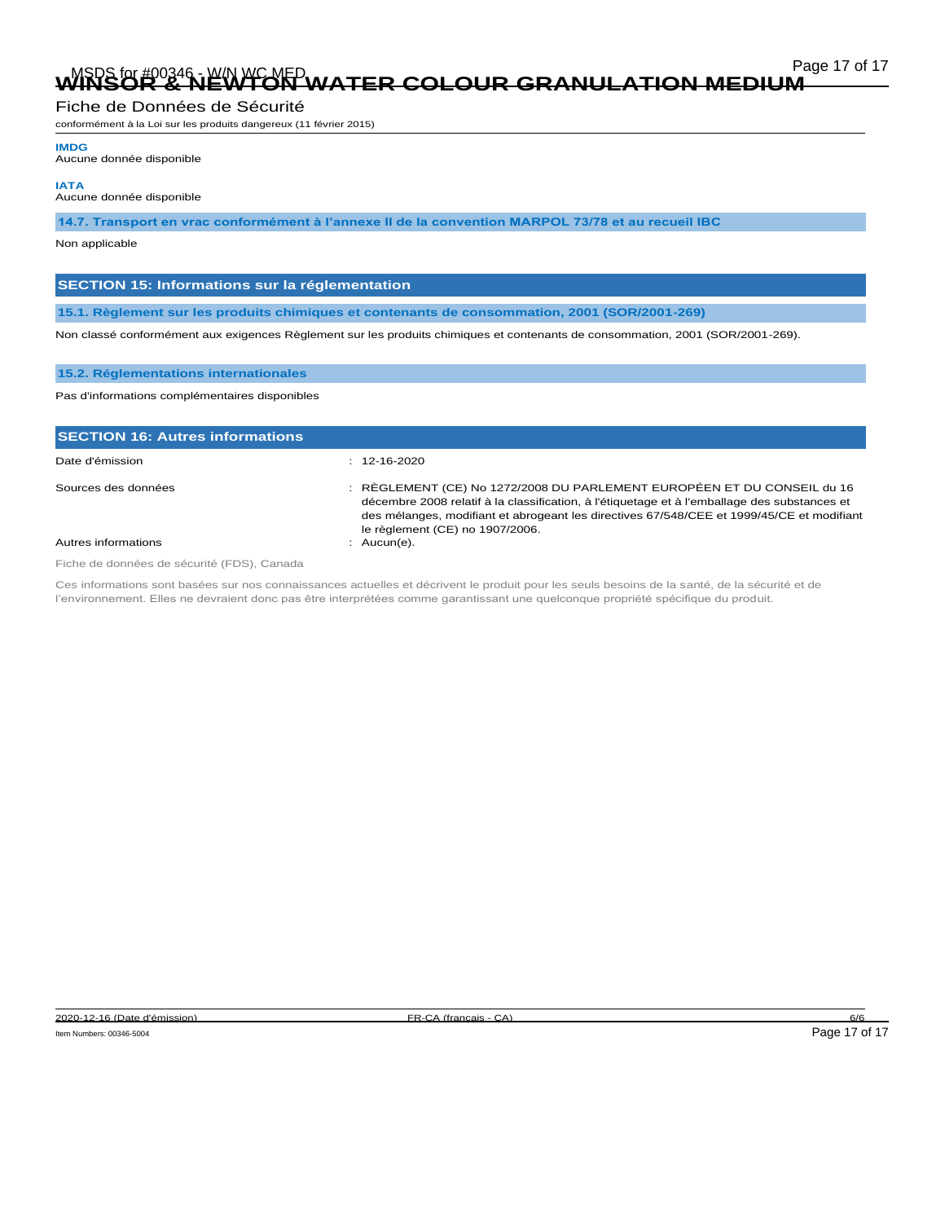**IMDG**

Aucune donnée disponible

**IATA**

Aucune donnée disponible

### 14.7. Transport en vrac conformément à l'annexe II de la convention MARPOL 73/78 et au recueil IBC

Non applicable

## SECTION 15: Informations sur la réglementation

### 15.1. Règlement sur les produits chimiques et contenants de consommation, 2001 (SOR/2001-269)

Non classé conformément aux exigences Règlement sur les produits chimiques et contenants de consommation, 2001 (SOR/2001-269).

### 15.2. Réglementations internationales

Pas d'informations complémentaires disponibles

## SECTION 16: Autres informations

| | |
|---|---|
| Date d'émission | : 12-16-2020 |
| Sources des données | : RÈGLEMENT (CE) No 1272/2008 DU PARLEMENT EUROPÉEN ET DU CONSEIL du 16 décembre 2008 relatif à la classification, à l'étiquetage et à l'emballage des substances et des mélanges, modifiant et abrogeant les directives 67/548/CEE et 1999/45/CE et modifiant le règlement (CE) no 1907/2006. |
| Autres informations | : Aucun(e). |

Fiche de données de sécurité (FDS), Canada

Ces informations sont basées sur nos connaissances actuelles et décrivent le produit pour les seuls besoins de la santé, de la sécurité et de l'environnement. Elles ne devraient donc pas être interprétées comme garantissant une quelconque propriété spécifique du produit.